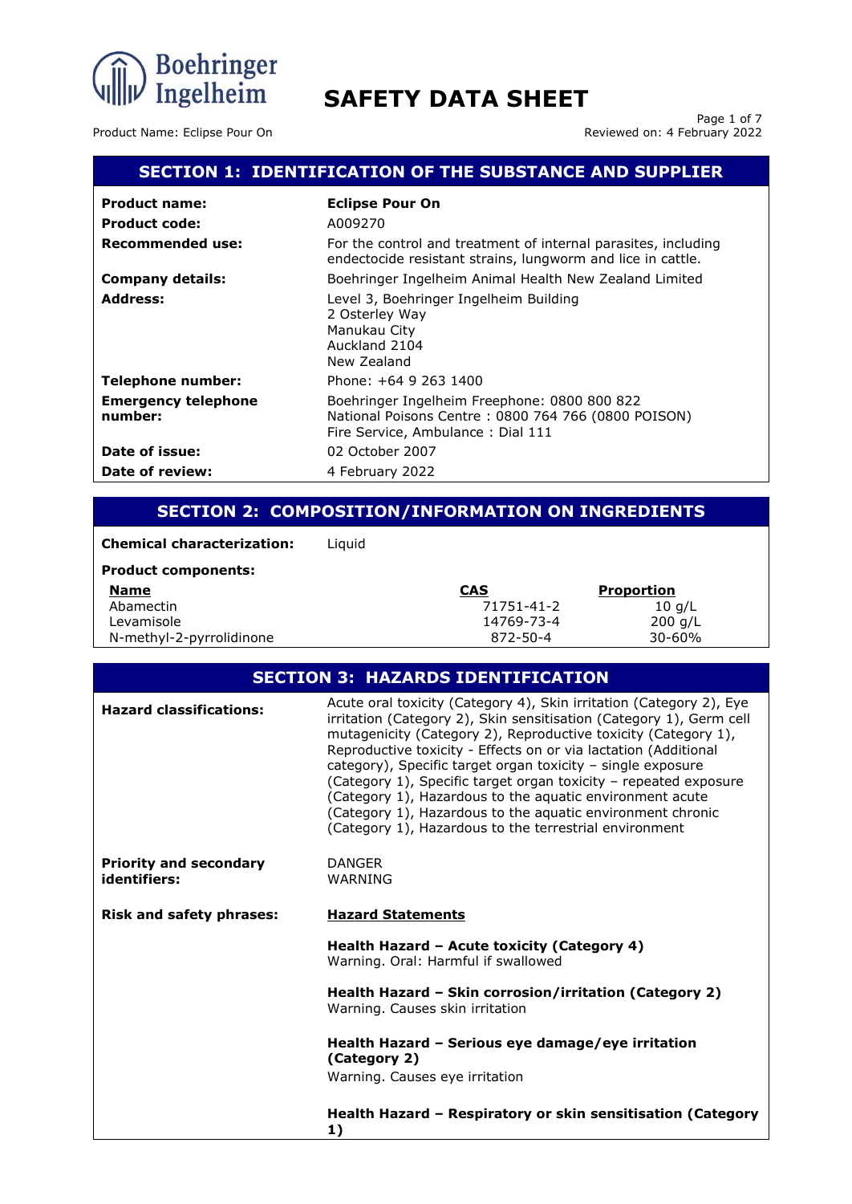# SAFETY DATA SHEET

Product Name: Eclipse Pour On

## SECTION 1: IDENTIFICATION OF THE SUBSTANCE AND SUPPLIER

| | |
|---|---|
| **Product name:** | **Eclipse Pour On** |
| **Product code:** | A009270 |
| **Recommended use:** | For the control and treatment of internal parasites, including endectocide resistant strains, lungworm and lice in cattle. |
| **Company details:** | Boehringer Ingelheim Animal Health New Zealand Limited |
| **Address:** | Level 3, Boehringer Ingelheim Building<br>2 Osterley Way<br>Manukau City<br>Auckland 2104<br>New Zealand |
| **Telephone number:** | Phone: +64 9 263 1400 |
| **Emergency telephone number:** | Boehringer Ingelheim Freephone: 0800 800 822<br>National Poisons Centre : 0800 764 766 (0800 POISON)<br>Fire Service, Ambulance : Dial 111 |
| **Date of issue:** | 02 October 2007 |
| **Date of review:** | 4 February 2022 |

## SECTION 2: COMPOSITION/INFORMATION ON INGREDIENTS

**Chemical characterization:** Liquid

**Product components:**

| Name | CAS | Proportion |
|---|---|---|
| Abamectin | 71751-41-2 | 10 g/L |
| Levamisole | 14769-73-4 | 200 g/L |
| N-methyl-2-pyrrolidinone | 872-50-4 | 30-60% |

## SECTION 3: HAZARDS IDENTIFICATION

**Hazard classifications:** Acute oral toxicity (Category 4), Skin irritation (Category 2), Eye irritation (Category 2), Skin sensitisation (Category 1), Germ cell mutagenicity (Category 2), Reproductive toxicity (Category 1), Reproductive toxicity - Effects on or via lactation (Additional category), Specific target organ toxicity – single exposure (Category 1), Specific target organ toxicity – repeated exposure (Category 1), Hazardous to the aquatic environment acute (Category 1), Hazardous to the aquatic environment chronic (Category 1), Hazardous to the terrestrial environment

**Priority and secondary identifiers:** DANGER
WARNING

**Risk and safety phrases:** **Hazard Statements**

**Health Hazard – Acute toxicity (Category 4)**
Warning. Oral: Harmful if swallowed

**Health Hazard – Skin corrosion/irritation (Category 2)**
Warning. Causes skin irritation

**Health Hazard – Serious eye damage/eye irritation (Category 2)**
Warning. Causes eye irritation

**Health Hazard – Respiratory or skin sensitisation (Category 1)**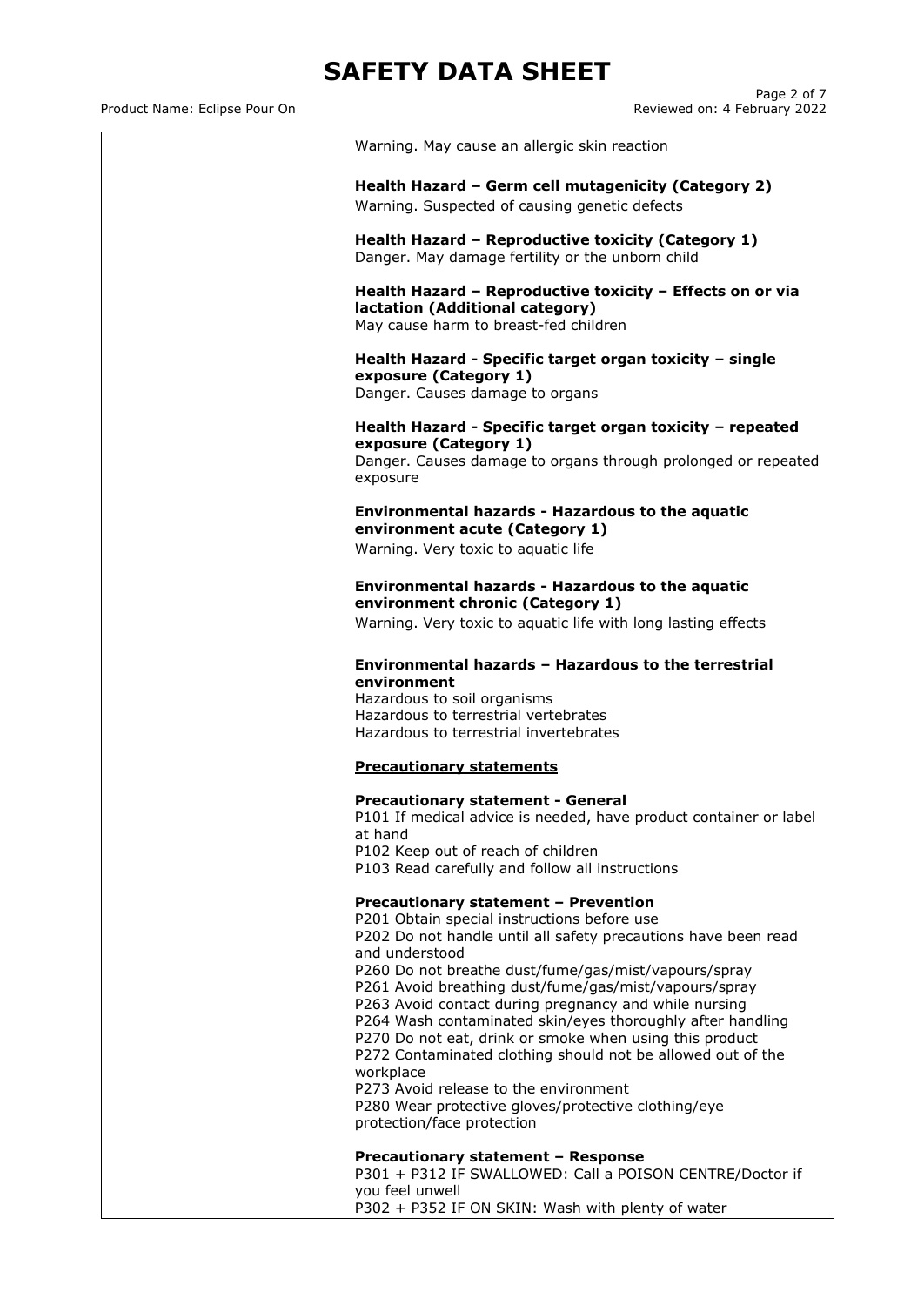Warning. May cause an allergic skin reaction

**Health Hazard – Germ cell mutagenicity (Category 2)**
Warning. Suspected of causing genetic defects

**Health Hazard – Reproductive toxicity (Category 1)**
Danger. May damage fertility or the unborn child

**Health Hazard – Reproductive toxicity – Effects on or via lactation (Additional category)**
May cause harm to breast-fed children

**Health Hazard - Specific target organ toxicity – single exposure (Category 1)**
Danger. Causes damage to organs

**Health Hazard - Specific target organ toxicity – repeated exposure (Category 1)**
Danger. Causes damage to organs through prolonged or repeated exposure

**Environmental hazards - Hazardous to the aquatic environment acute (Category 1)**
Warning. Very toxic to aquatic life

**Environmental hazards - Hazardous to the aquatic environment chronic (Category 1)**
Warning. Very toxic to aquatic life with long lasting effects

**Environmental hazards – Hazardous to the terrestrial environment**
Hazardous to soil organisms
Hazardous to terrestrial vertebrates
Hazardous to terrestrial invertebrates

**Precautionary statements**

**Precautionary statement - General**
P101 If medical advice is needed, have product container or label at hand
P102 Keep out of reach of children
P103 Read carefully and follow all instructions

**Precautionary statement – Prevention**
P201 Obtain special instructions before use
P202 Do not handle until all safety precautions have been read and understood
P260 Do not breathe dust/fume/gas/mist/vapours/spray
P261 Avoid breathing dust/fume/gas/mist/vapours/spray
P263 Avoid contact during pregnancy and while nursing
P264 Wash contaminated skin/eyes thoroughly after handling
P270 Do not eat, drink or smoke when using this product
P272 Contaminated clothing should not be allowed out of the workplace
P273 Avoid release to the environment
P280 Wear protective gloves/protective clothing/eye protection/face protection

**Precautionary statement – Response**
P301 + P312 IF SWALLOWED: Call a POISON CENTRE/Doctor if you feel unwell
P302 + P352 IF ON SKIN: Wash with plenty of water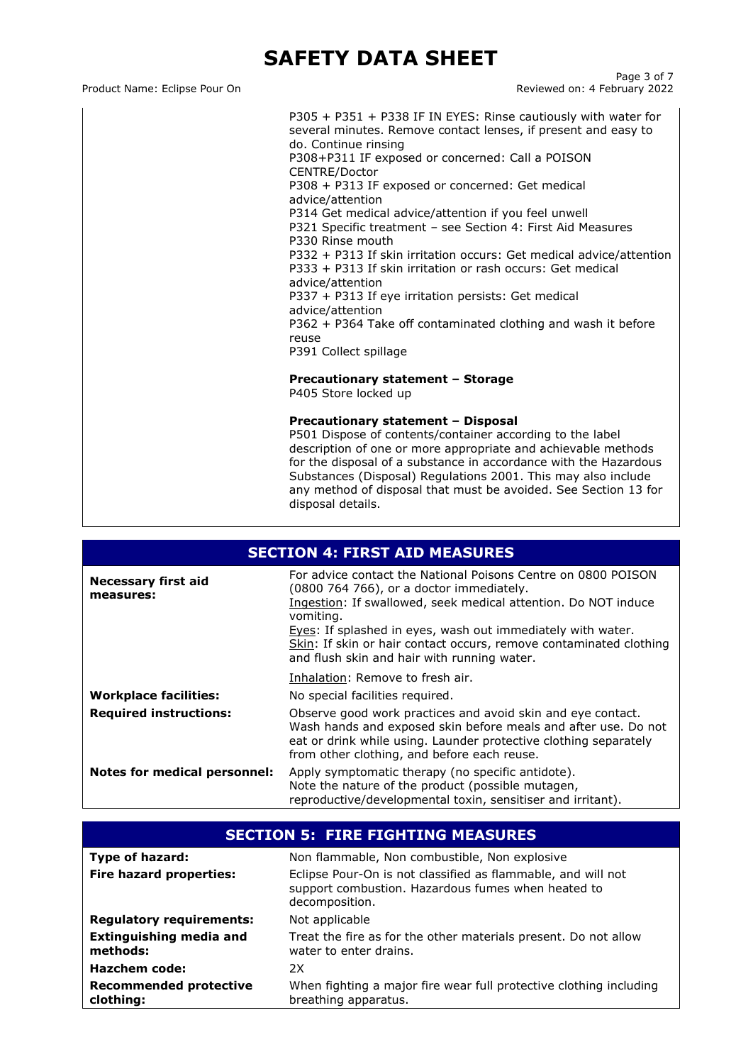| | |
|---|---|
| | P305 + P351 + P338 IF IN EYES: Rinse cautiously with water for several minutes. Remove contact lenses, if present and easy to do. Continue rinsing<br>P308+P311 IF exposed or concerned: Call a POISON CENTRE/Doctor<br>P308 + P313 IF exposed or concerned: Get medical advice/attention<br>P314 Get medical advice/attention if you feel unwell<br>P321 Specific treatment – see Section 4: First Aid Measures<br>P330 Rinse mouth<br>P332 + P313 If skin irritation occurs: Get medical advice/attention<br>P333 + P313 If skin irritation or rash occurs: Get medical advice/attention<br>P337 + P313 If eye irritation persists: Get medical advice/attention<br>P362 + P364 Take off contaminated clothing and wash it before reuse<br>P391 Collect spillage<br><br>**Precautionary statement – Storage**<br>P405 Store locked up<br><br>**Precautionary statement – Disposal**<br>P501 Dispose of contents/container according to the label description of one or more appropriate and achievable methods for the disposal of a substance in accordance with the Hazardous Substances (Disposal) Regulations 2001. This may also include any method of disposal that must be avoided. See Section 13 for disposal details. |

## SECTION 4: FIRST AID MEASURES

| | |
|---|---|
| **Necessary first aid measures:** | For advice contact the National Poisons Centre on 0800 POISON (0800 764 766), or a doctor immediately.<br>Ingestion: If swallowed, seek medical attention. Do NOT induce vomiting.<br>Eyes: If splashed in eyes, wash out immediately with water.<br>Skin: If skin or hair contact occurs, remove contaminated clothing and flush skin and hair with running water.<br>Inhalation: Remove to fresh air. |
| **Workplace facilities:** | No special facilities required. |
| **Required instructions:** | Observe good work practices and avoid skin and eye contact. Wash hands and exposed skin before meals and after use. Do not eat or drink while using. Launder protective clothing separately from other clothing, and before each reuse. |
| **Notes for medical personnel:** | Apply symptomatic therapy (no specific antidote).<br>Note the nature of the product (possible mutagen, reproductive/developmental toxin, sensitiser and irritant). |

## SECTION 5: FIRE FIGHTING MEASURES

| | |
|---|---|
| **Type of hazard:** | Non flammable, Non combustible, Non explosive |
| **Fire hazard properties:** | Eclipse Pour-On is not classified as flammable, and will not support combustion. Hazardous fumes when heated to decomposition. |
| **Regulatory requirements:** | Not applicable |
| **Extinguishing media and methods:** | Treat the fire as for the other materials present. Do not allow water to enter drains. |
| **Hazchem code:** | 2X |
| **Recommended protective clothing:** | When fighting a major fire wear full protective clothing including breathing apparatus. |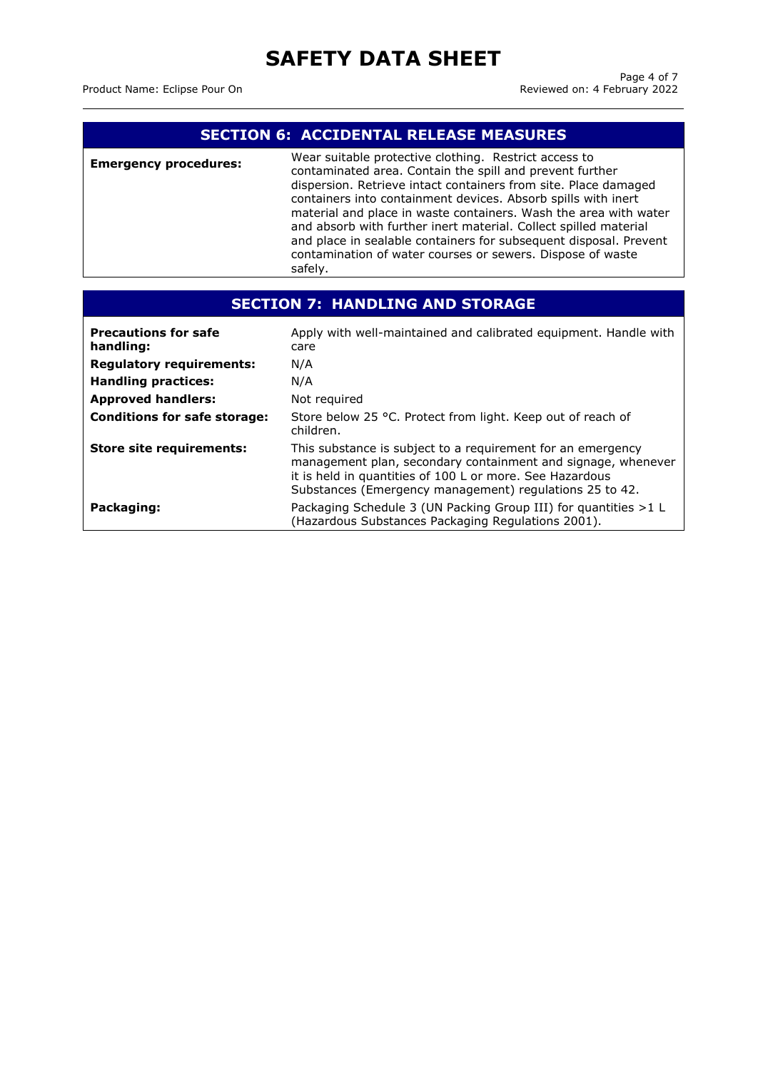## SECTION 6: ACCIDENTAL RELEASE MEASURES

| | |
|---|---|
| **Emergency procedures:** | Wear suitable protective clothing. Restrict access to contaminated area. Contain the spill and prevent further dispersion. Retrieve intact containers from site. Place damaged containers into containment devices. Absorb spills with inert material and place in waste containers. Wash the area with water and absorb with further inert material. Collect spilled material and place in sealable containers for subsequent disposal. Prevent contamination of water courses or sewers. Dispose of waste safely. |

## SECTION 7: HANDLING AND STORAGE

| | |
|---|---|
| **Precautions for safe handling:** | Apply with well-maintained and calibrated equipment. Handle with care |
| **Regulatory requirements:** | N/A |
| **Handling practices:** | N/A |
| **Approved handlers:** | Not required |
| **Conditions for safe storage:** | Store below 25 °C. Protect from light. Keep out of reach of children. |
| **Store site requirements:** | This substance is subject to a requirement for an emergency management plan, secondary containment and signage, whenever it is held in quantities of 100 L or more. See Hazardous Substances (Emergency management) regulations 25 to 42. |
| **Packaging:** | Packaging Schedule 3 (UN Packing Group III) for quantities >1 L (Hazardous Substances Packaging Regulations 2001). |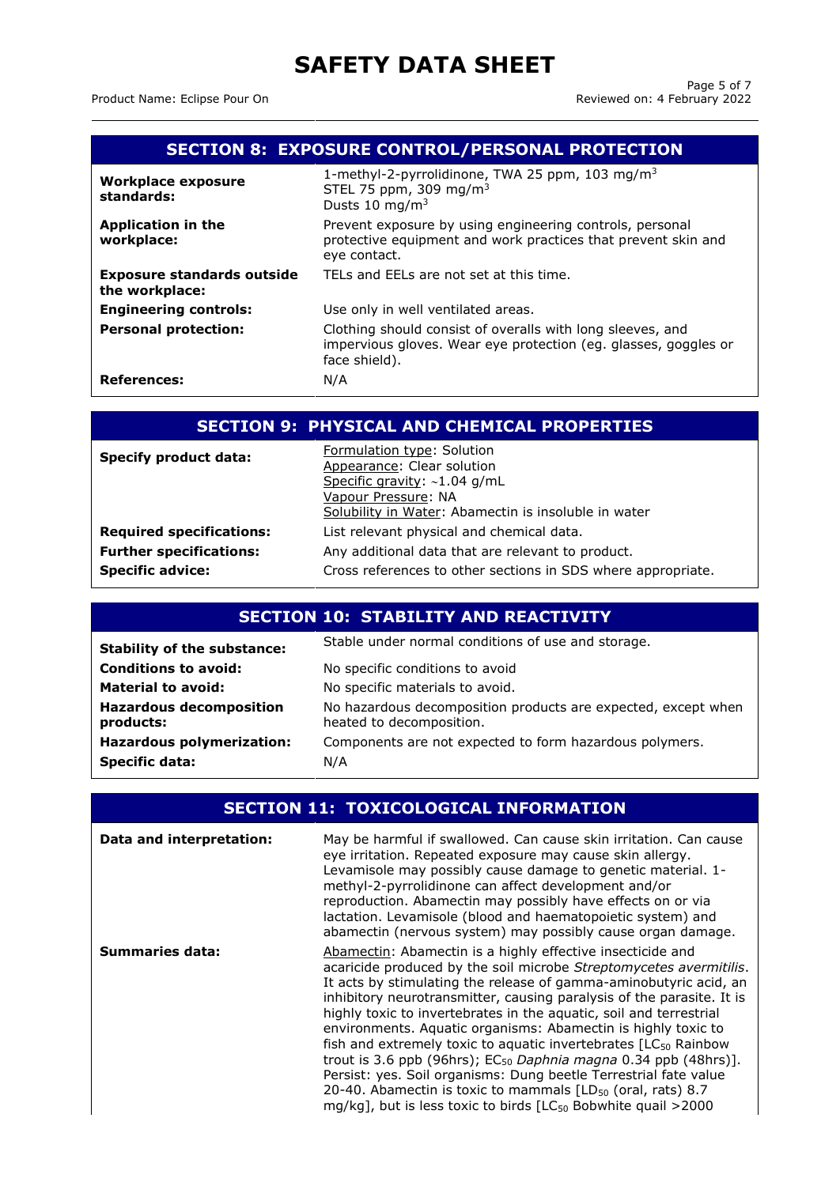# SAFETY DATA SHEET

## SECTION 8: EXPOSURE CONTROL/PERSONAL PROTECTION

| | |
|---|---|
| **Workplace exposure standards:** | 1-methyl-2-pyrrolidinone, TWA 25 ppm, 103 mg/$m^3$<br>STEL 75 ppm, 309 mg/$m^3$<br>Dusts 10 mg/$m^3$ |
| **Application in the workplace:** | Prevent exposure by using engineering controls, personal protective equipment and work practices that prevent skin and eye contact. |
| **Exposure standards outside the workplace:** | TELs and EELs are not set at this time. |
| **Engineering controls:** | Use only in well ventilated areas. |
| **Personal protection:** | Clothing should consist of overalls with long sleeves, and impervious gloves. Wear eye protection (eg. glasses, goggles or face shield). |
| **References:** | N/A |

## SECTION 9: PHYSICAL AND CHEMICAL PROPERTIES

| | |
|---|---|
| **Specify product data:** | Formulation type: Solution<br>Appearance: Clear solution<br>Specific gravity: ~1.04 g/mL<br>Vapour Pressure: NA<br>Solubility in Water: Abamectin is insoluble in water |
| **Required specifications:** | List relevant physical and chemical data. |
| **Further specifications:** | Any additional data that are relevant to product. |
| **Specific advice:** | Cross references to other sections in SDS where appropriate. |

## SECTION 10: STABILITY AND REACTIVITY

| | |
|---|---|
| **Stability of the substance:** | Stable under normal conditions of use and storage. |
| **Conditions to avoid:** | No specific conditions to avoid |
| **Material to avoid:** | No specific materials to avoid. |
| **Hazardous decomposition products:** | No hazardous decomposition products are expected, except when heated to decomposition. |
| **Hazardous polymerization:** | Components are not expected to form hazardous polymers. |
| **Specific data:** | N/A |

## SECTION 11: TOXICOLOGICAL INFORMATION

| | |
|---|---|
| **Data and interpretation:** | May be harmful if swallowed. Can cause skin irritation. Can cause eye irritation. Repeated exposure may cause skin allergy. Levamisole may possibly cause damage to genetic material. 1-methyl-2-pyrrolidinone can affect development and/or reproduction. Abamectin may possibly have effects on or via lactation. Levamisole (blood and haematopoietic system) and abamectin (nervous system) may possibly cause organ damage. |
| **Summaries data:** | Abamectin: Abamectin is a highly effective insecticide and acaricide produced by the soil microbe *Streptomycetes avermitilis*. It acts by stimulating the release of gamma-aminobutyric acid, an inhibitory neurotransmitter, causing paralysis of the parasite. It is highly toxic to invertebrates in the aquatic, soil and terrestrial environments. Aquatic organisms: Abamectin is highly toxic to fish and extremely toxic to aquatic invertebrates [$LC_{50}$ Rainbow trout is 3.6 ppb (96hrs); $EC_{50}$ *Daphnia magna* 0.34 ppb (48hrs)]. Persist: yes. Soil organisms: Dung beetle Terrestrial fate value 20-40. Abamectin is toxic to mammals [$LD_{50}$ (oral, rats) 8.7 mg/kg], but is less toxic to birds [$LC_{50}$ Bobwhite quail >2000 |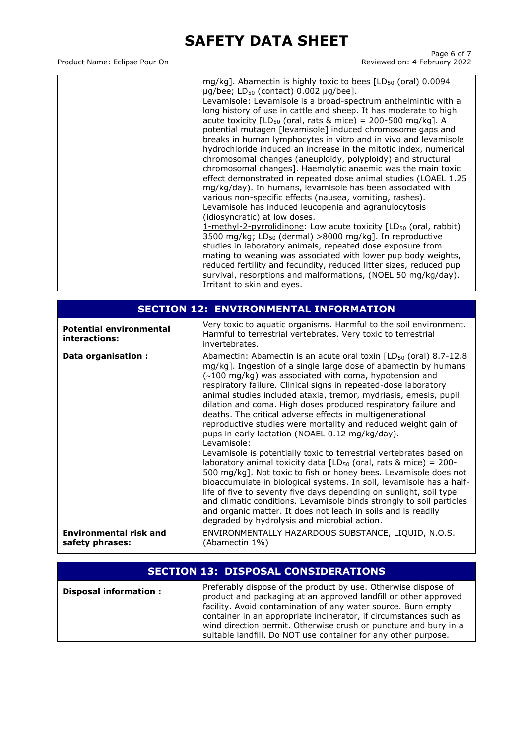| | |
|---|---|
| | mg/kg]. Abamectin is highly toxic to bees [$LD_{50}$ (oral) 0.0094 µg/bee; $LD_{50}$ (contact) 0.002 µg/bee]. <br> Levamisole: Levamisole is a broad-spectrum anthelmintic with a long history of use in cattle and sheep. It has moderate to high acute toxicity [$LD_{50}$ (oral, rats & mice) = 200-500 mg/kg]. A potential mutagen [levamisole] induced chromosome gaps and breaks in human lymphocytes in vitro and in vivo and levamisole hydrochloride induced an increase in the mitotic index, numerical chromosomal changes (aneuploidy, polyploidy) and structural chromosomal changes]. Haemolytic anaemic was the main toxic effect demonstrated in repeated dose animal studies (LOAEL 1.25 mg/kg/day). In humans, levamisole has been associated with various non-specific effects (nausea, vomiting, rashes). Levamisole has induced leucopenia and agranulocytosis (idiosyncratic) at low doses. <br> 1-methyl-2-pyrrolidinone: Low acute toxicity [$LD_{50}$ (oral, rabbit) 3500 mg/kg; $LD_{50}$ (dermal) >8000 mg/kg]. In reproductive studies in laboratory animals, repeated dose exposure from mating to weaning was associated with lower pup body weights, reduced fertility and fecundity, reduced litter sizes, reduced pup survival, resorptions and malformations, (NOEL 50 mg/kg/day). Irritant to skin and eyes. |

## SECTION 12: ENVIRONMENTAL INFORMATION

| | |
|---|---|
| **Potential environmental interactions:** | Very toxic to aquatic organisms. Harmful to the soil environment. Harmful to terrestrial vertebrates. Very toxic to terrestrial invertebrates. |
| **Data organisation :** | Abamectin: Abamectin is an acute oral toxin [$LD_{50}$ (oral) 8.7-12.8 mg/kg]. Ingestion of a single large dose of abamectin by humans (~100 mg/kg) was associated with coma, hypotension and respiratory failure. Clinical signs in repeated-dose laboratory animal studies included ataxia, tremor, mydriasis, emesis, pupil dilation and coma. High doses produced respiratory failure and deaths. The critical adverse effects in multigenerational reproductive studies were mortality and reduced weight gain of pups in early lactation (NOAEL 0.12 mg/kg/day). <br> Levamisole: <br> Levamisole is potentially toxic to terrestrial vertebrates based on laboratory animal toxicity data [$LD_{50}$ (oral, rats & mice) = 200-500 mg/kg]. Not toxic to fish or honey bees. Levamisole does not bioaccumulate in biological systems. In soil, levamisole has a half-life of five to seventy five days depending on sunlight, soil type and climatic conditions. Levamisole binds strongly to soil particles and organic matter. It does not leach in soils and is readily degraded by hydrolysis and microbial action. |
| **Environmental risk and safety phrases:** | ENVIRONMENTALLY HAZARDOUS SUBSTANCE, LIQUID, N.O.S. (Abamectin 1%) |

## SECTION 13: DISPOSAL CONSIDERATIONS

| | |
|---|---|
| **Disposal information :** | Preferably dispose of the product by use. Otherwise dispose of product and packaging at an approved landfill or other approved facility. Avoid contamination of any water source. Burn empty container in an appropriate incinerator, if circumstances such as wind direction permit. Otherwise crush or puncture and bury in a suitable landfill. Do NOT use container for any other purpose. |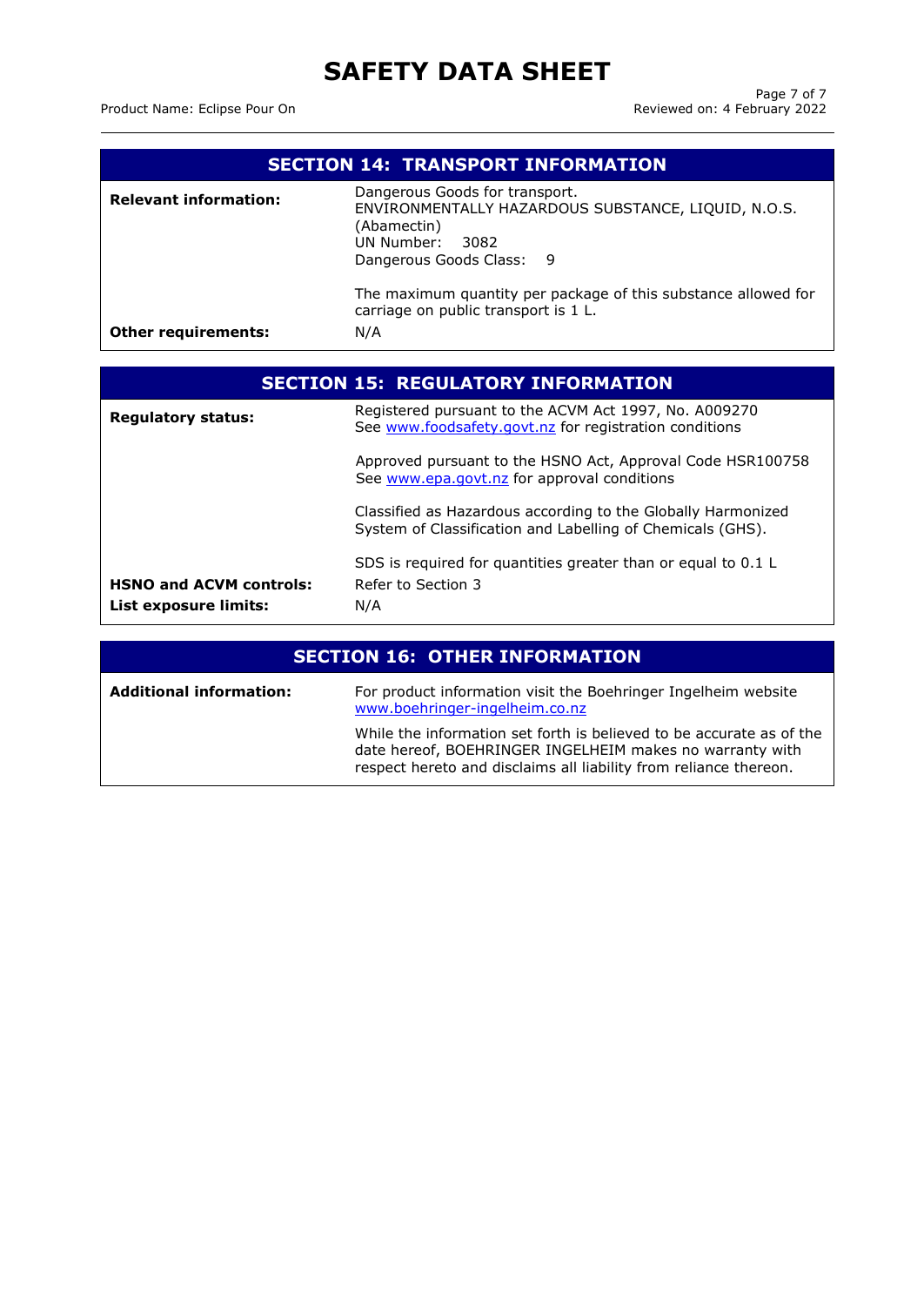## SECTION 14: TRANSPORT INFORMATION

| | |
|---|---|
| **Relevant information:** | Dangerous Goods for transport.<br>ENVIRONMENTALLY HAZARDOUS SUBSTANCE, LIQUID, N.O.S. (Abamectin)<br>UN Number: 3082<br>Dangerous Goods Class: 9<br><br>The maximum quantity per package of this substance allowed for carriage on public transport is 1 L. |
| **Other requirements:** | N/A |

## SECTION 15: REGULATORY INFORMATION

| | |
|---|---|
| **Regulatory status:** | Registered pursuant to the ACVM Act 1997, No. A009270<br>See www.foodsafety.govt.nz for registration conditions<br><br>Approved pursuant to the HSNO Act, Approval Code HSR100758<br>See www.epa.govt.nz for approval conditions<br><br>Classified as Hazardous according to the Globally Harmonized System of Classification and Labelling of Chemicals (GHS).<br><br>SDS is required for quantities greater than or equal to 0.1 L |
| **HSNO and ACVM controls:** | Refer to Section 3 |
| **List exposure limits:** | N/A |

## SECTION 16: OTHER INFORMATION

| | |
|---|---|
| **Additional information:** | For product information visit the Boehringer Ingelheim website www.boehringer-ingelheim.co.nz<br><br>While the information set forth is believed to be accurate as of the date hereof, BOEHRINGER INGELHEIM makes no warranty with respect hereto and disclaims all liability from reliance thereon. |